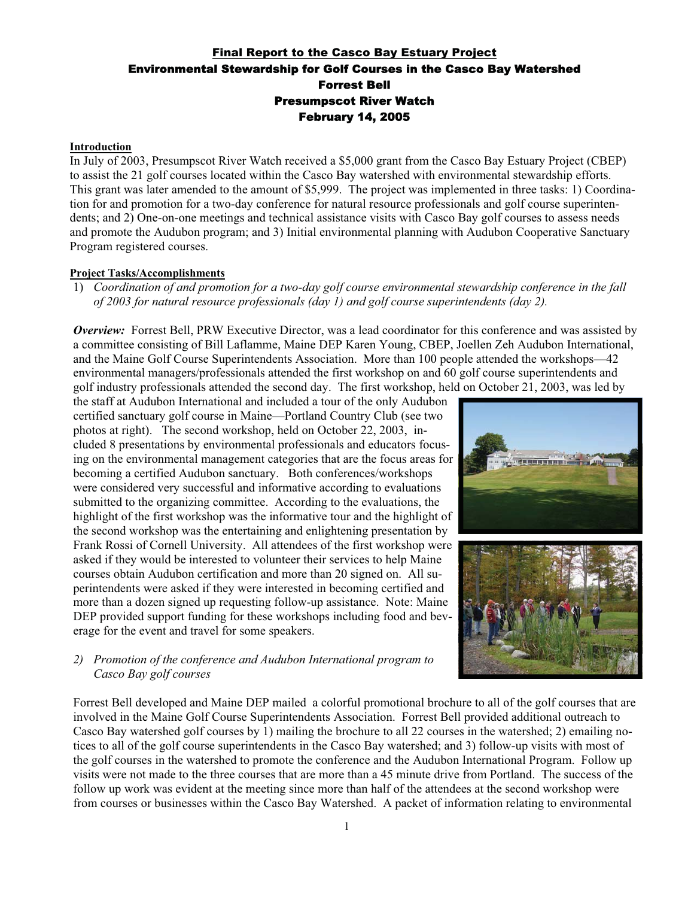**Final Report to the Casco Bay Estuary Project**
**Environmental Stewardship for Golf Courses in the Casco Bay Watershed**
**Forrest Bell**
**Presumpscot River Watch**
**February 14, 2005**

**Introduction**

In July of 2003, Presumpscot River Watch received a $5,000 grant from the Casco Bay Estuary Project (CBEP) to assist the 21 golf courses located within the Casco Bay watershed with environmental stewardship efforts. This grant was later amended to the amount of $5,999. The project was implemented in three tasks: 1) Coordination for and promotion for a two-day conference for natural resource professionals and golf course superintendents; and 2) One-on-one meetings and technical assistance visits with Casco Bay golf courses to assess needs and promote the Audubon program; and 3) Initial environmental planning with Audubon Cooperative Sanctuary Program registered courses.

**Project Tasks/Accomplishments**

1) *Coordination of and promotion for a two-day golf course environmental stewardship conference in the fall of 2003 for natural resource professionals (day 1) and golf course superintendents (day 2).*

***Overview:*** Forrest Bell, PRW Executive Director, was a lead coordinator for this conference and was assisted by a committee consisting of Bill Laflamme, Maine DEP Karen Young, CBEP, Joellen Zeh Audubon International, and the Maine Golf Course Superintendents Association. More than 100 people attended the workshops—42 environmental managers/professionals attended the first workshop on and 60 golf course superintendents and golf industry professionals attended the second day. The first workshop, held on October 21, 2003, was led by the staff at Audubon International and included a tour of the only Audubon certified sanctuary golf course in Maine—Portland Country Club (see two photos at right). The second workshop, held on October 22, 2003, included 8 presentations by environmental professionals and educators focusing on the environmental management categories that are the focus areas for becoming a certified Audubon sanctuary. Both conferences/workshops were considered very successful and informative according to evaluations submitted to the organizing committee. According to the evaluations, the highlight of the first workshop was the informative tour and the highlight of the second workshop was the entertaining and enlightening presentation by Frank Rossi of Cornell University. All attendees of the first workshop were asked if they would be interested to volunteer their services to help Maine courses obtain Audubon certification and more than 20 signed on. All superintendents were asked if they were interested in becoming certified and more than a dozen signed up requesting follow-up assistance. Note: Maine DEP provided support funding for these workshops including food and beverage for the event and travel for some speakers.

2) *Promotion of the conference and Audubon International program to Casco Bay golf courses*

Forrest Bell developed and Maine DEP mailed a colorful promotional brochure to all of the golf courses that are involved in the Maine Golf Course Superintendents Association. Forrest Bell provided additional outreach to Casco Bay watershed golf courses by 1) mailing the brochure to all 22 courses in the watershed; 2) emailing notices to all of the golf course superintendents in the Casco Bay watershed; and 3) follow-up visits with most of the golf courses in the watershed to promote the conference and the Audubon International Program. Follow up visits were not made to the three courses that are more than a 45 minute drive from Portland. The success of the follow up work was evident at the meeting since more than half of the attendees at the second workshop were from courses or businesses within the Casco Bay Watershed. A packet of information relating to environmental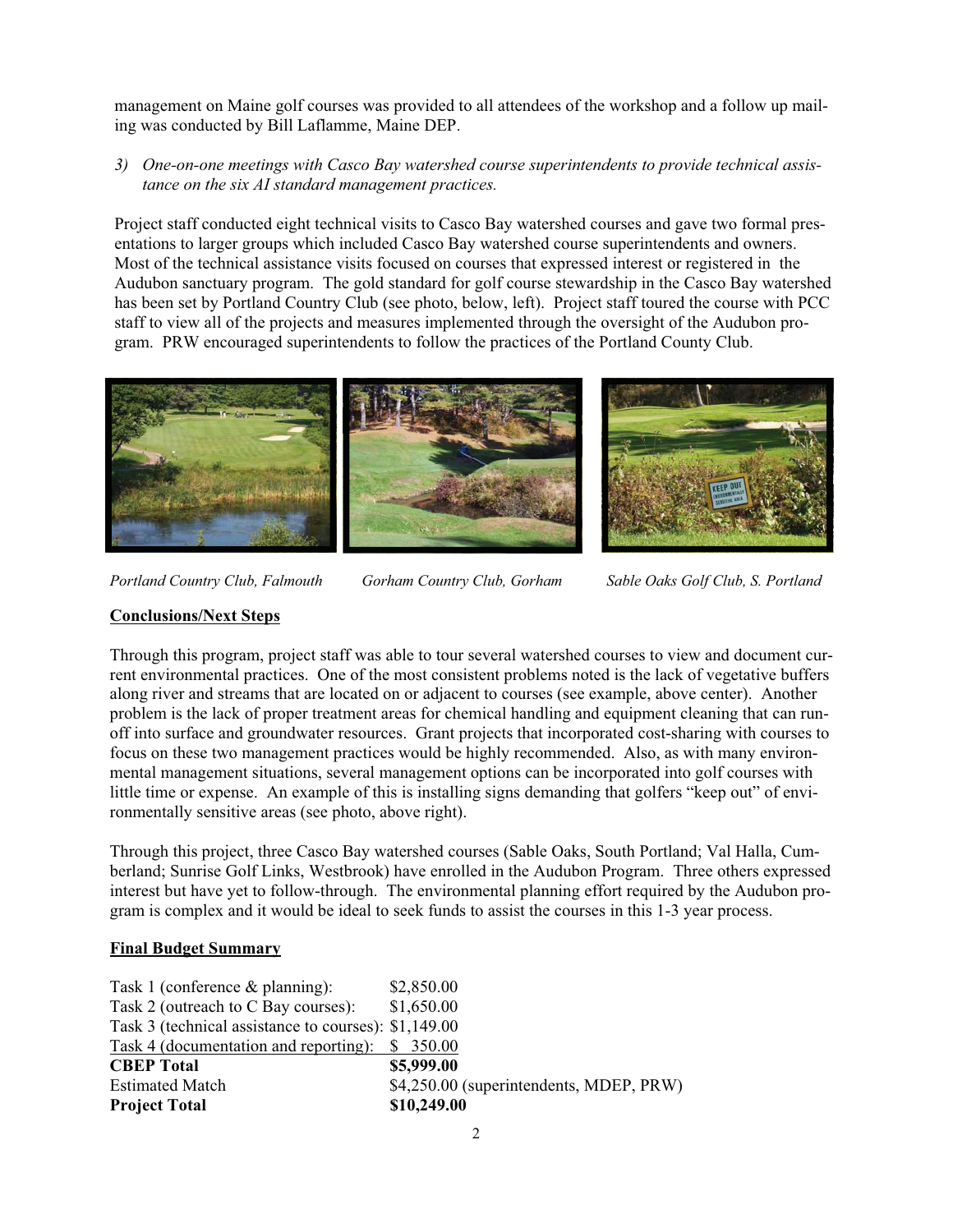management on Maine golf courses was provided to all attendees of the workshop and a follow up mailing was conducted by Bill Laflamme, Maine DEP.

*3) One-on-one meetings with Casco Bay watershed course superintendents to provide technical assistance on the six AI standard management practices.*

Project staff conducted eight technical visits to Casco Bay watershed courses and gave two formal presentations to larger groups which included Casco Bay watershed course superintendents and owners. Most of the technical assistance visits focused on courses that expressed interest or registered in the Audubon sanctuary program. The gold standard for golf course stewardship in the Casco Bay watershed has been set by Portland Country Club (see photo, below, left). Project staff toured the course with PCC staff to view all of the projects and measures implemented through the oversight of the Audubon program. PRW encouraged superintendents to follow the practices of the Portland County Club.

*Portland Country Club, Falmouth* *Gorham Country Club, Gorham* *Sable Oaks Golf Club, S. Portland*

## Conclusions/Next Steps

Through this program, project staff was able to tour several watershed courses to view and document current environmental practices. One of the most consistent problems noted is the lack of vegetative buffers along river and streams that are located on or adjacent to courses (see example, above center). Another problem is the lack of proper treatment areas for chemical handling and equipment cleaning that can runoff into surface and groundwater resources. Grant projects that incorporated cost-sharing with courses to focus on these two management practices would be highly recommended. Also, as with many environmental management situations, several management options can be incorporated into golf courses with little time or expense. An example of this is installing signs demanding that golfers "keep out" of environmentally sensitive areas (see photo, above right).

Through this project, three Casco Bay watershed courses (Sable Oaks, South Portland; Val Halla, Cumberland; Sunrise Golf Links, Westbrook) have enrolled in the Audubon Program. Three others expressed interest but have yet to follow-through. The environmental planning effort required by the Audubon program is complex and it would be ideal to seek funds to assist the courses in this 1-3 year process.

## Final Budget Summary

| | |
|---|---|
| Task 1 (conference & planning): | $2,850.00 |
| Task 2 (outreach to C Bay courses): | $1,650.00 |
| Task 3 (technical assistance to courses): | $1,149.00 |
| Task 4 (documentation and reporting): | $ 350.00 |
| **CBEP Total** | **$5,999.00** |
| Estimated Match | $4,250.00 (superintendents, MDEP, PRW) |
| **Project Total** | **$10,249.00** |